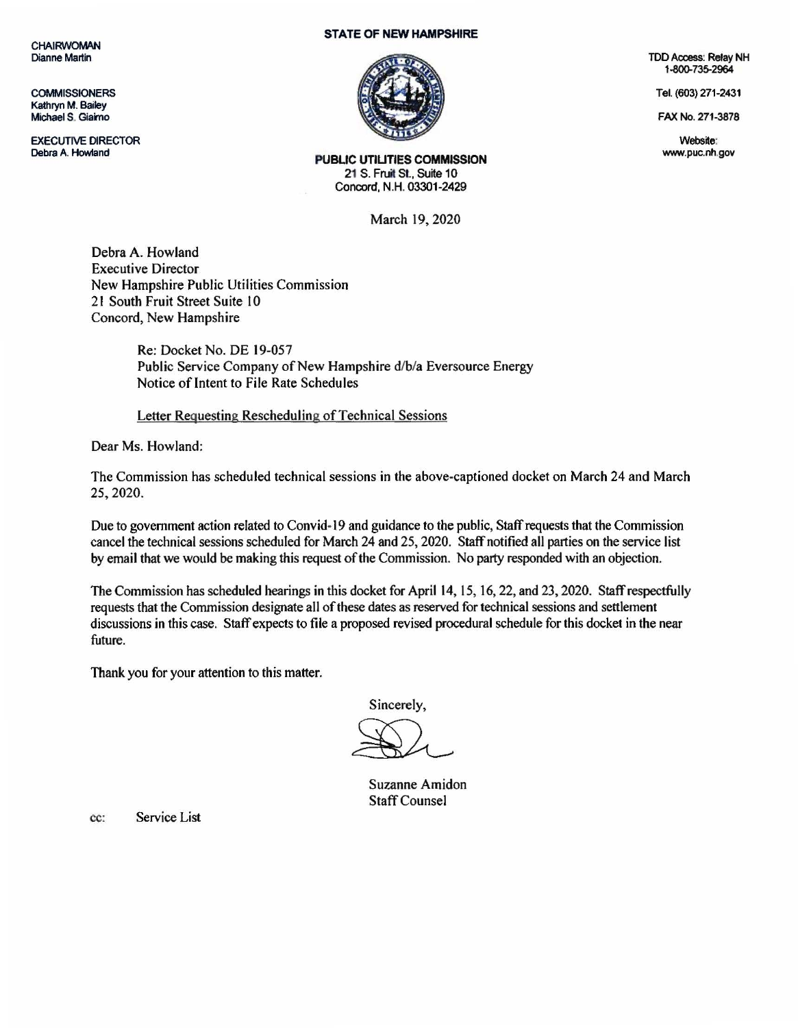CHAIRWOMAN
Dianne Martin

COMMISSIONERS
Kathryn M. Bailey
Michael S. Giaimo

EXECUTIVE DIRECTOR
Debra A. Howland

**STATE OF NEW HAMPSHIRE**

**PUBLIC UTILITIES COMMISSION**
21 S. Fruit St., Suite 10
Concord, N.H. 03301-2429

TDD Access: Relay NH
1-800-735-2964

Tel. (603) 271-2431

FAX No. 271-3878

Website:
www.puc.nh.gov

March 19, 2020

Debra A. Howland
Executive Director
New Hampshire Public Utilities Commission
21 South Fruit Street Suite 10
Concord, New Hampshire

Re: Docket No. DE 19-057
Public Service Company of New Hampshire d/b/a Eversource Energy
Notice of Intent to File Rate Schedules

Letter Requesting Rescheduling of Technical Sessions

Dear Ms. Howland:

The Commission has scheduled technical sessions in the above-captioned docket on March 24 and March 25, 2020.

Due to government action related to Convid-19 and guidance to the public, Staff requests that the Commission cancel the technical sessions scheduled for March 24 and 25, 2020. Staff notified all parties on the service list by email that we would be making this request of the Commission. No party responded with an objection.

The Commission has scheduled hearings in this docket for April 14, 15, 16, 22, and 23, 2020. Staff respectfully requests that the Commission designate all of these dates as reserved for technical sessions and settlement discussions in this case. Staff expects to file a proposed revised procedural schedule for this docket in the near future.

Thank you for your attention to this matter.

Sincerely,

Suzanne Amidon
Staff Counsel

cc: Service List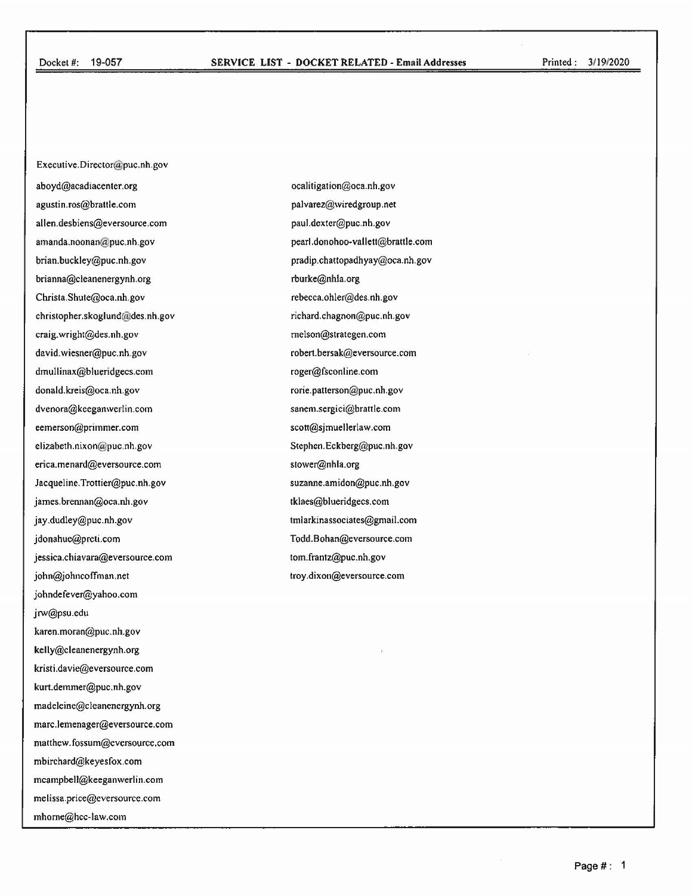Docket #: 19-057 **SERVICE LIST - DOCKET RELATED - Email Addresses** Printed: 3/19/2020

Executive.Director@puc.nh.gov

aboyd@acadiacenter.org

agustin.ros@brattle.com

allen.desbiens@eversource.com

amanda.noonan@puc.nh.gov

brian.buckley@puc.nh.gov

brianna@cleanenergynh.org

Christa.Shute@oca.nh.gov

christopher.skoglund@des.nh.gov

craig.wright@des.nh.gov

david.wiesner@puc.nh.gov

dmullinax@blueridgecs.com

donald.kreis@oca.nh.gov

dvenora@keeganwerlin.com

eemerson@primmer.com

elizabeth.nixon@puc.nh.gov

erica.menard@eversource.com

Jacqueline.Trottier@puc.nh.gov

james.brennan@oca.nh.gov

jay.dudley@puc.nh.gov

jdonahue@preti.com

jessica.chiavara@eversource.com

john@johncoffman.net

johndefever@yahoo.com

jrw@psu.edu

karen.moran@puc.nh.gov

kelly@cleanenergynh.org

kristi.davie@eversource.com

kurt.demmer@puc.nh.gov

madeleine@cleanenergynh.org

marc.lemenager@eversource.com

matthew.fossum@eversource.com

mbirchard@keyesfox.com

mcampbell@keeganwerlin.com

melissa.price@eversource.com

mhorne@hcc-law.com

ocalitigation@oca.nh.gov

palvarez@wiredgroup.net

paul.dexter@puc.nh.gov

pearl.donohoo-vallett@brattle.com

pradip.chattopadhyay@oca.nh.gov

rburke@nhla.org

rebecca.ohler@des.nh.gov

richard.chagnon@puc.nh.gov

rnelson@strategen.com

robert.bersak@eversource.com

roger@fsconline.com

rorie.patterson@puc.nh.gov

sanem.sergici@brattle.com

scott@sjmuellerlaw.com

Stephen.Eckberg@puc.nh.gov

stower@nhla.org

suzanne.amidon@puc.nh.gov

tklaes@blueridgecs.com

tmlarkinassociates@gmail.com

Todd.Bohan@eversource.com

tom.frantz@puc.nh.gov

troy.dixon@eversource.com